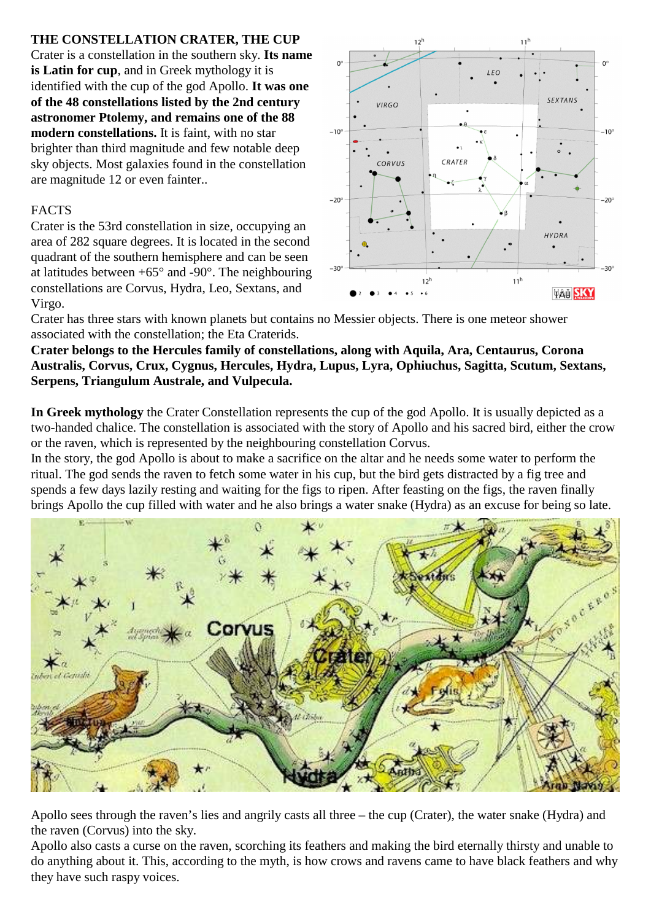**THE CONSTELLATION CRATER, THE CUP**

Crater is a constellation in the southern sky. **Its name is Latin for cup**, and in Greek mythology it is identified with the cup of the god Apollo. **It was one of the 48 constellations listed by the 2nd century astronomer Ptolemy, and remains one of the 88 modern constellations.** It is faint, with no star brighter than third magnitude and few notable deep sky objects. Most galaxies found in the constellation are magnitude 12 or even fainter..

FACTS

Crater is the 53rd constellation in size, occupying an area of 282 square degrees. It is located in the second quadrant of the southern hemisphere and can be seen at latitudes between +65° and -90°. The neighbouring constellations are Corvus, Hydra, Leo, Sextans, and Virgo.

Crater has three stars with known planets but contains no Messier objects. There is one meteor shower associated with the constellation; the Eta Craterids.

**Crater belongs to the Hercules family of constellations, along with Aquila, Ara, Centaurus, Corona Australis, Corvus, Crux, Cygnus, Hercules, Hydra, Lupus, Lyra, Ophiuchus, Sagitta, Scutum, Sextans, Serpens, Triangulum Australe, and Vulpecula.**

**In Greek mythology** the Crater Constellation represents the cup of the god Apollo. It is usually depicted as a two-handed chalice. The constellation is associated with the story of Apollo and his sacred bird, either the crow or the raven, which is represented by the neighbouring constellation Corvus.

In the story, the god Apollo is about to make a sacrifice on the altar and he needs some water to perform the ritual. The god sends the raven to fetch some water in his cup, but the bird gets distracted by a fig tree and spends a few days lazily resting and waiting for the figs to ripen. After feasting on the figs, the raven finally brings Apollo the cup filled with water and he also brings a water snake (Hydra) as an excuse for being so late.

Apollo sees through the raven's lies and angrily casts all three – the cup (Crater), the water snake (Hydra) and the raven (Corvus) into the sky.

Apollo also casts a curse on the raven, scorching its feathers and making the bird eternally thirsty and unable to do anything about it. This, according to the myth, is how crows and ravens came to have black feathers and why they have such raspy voices.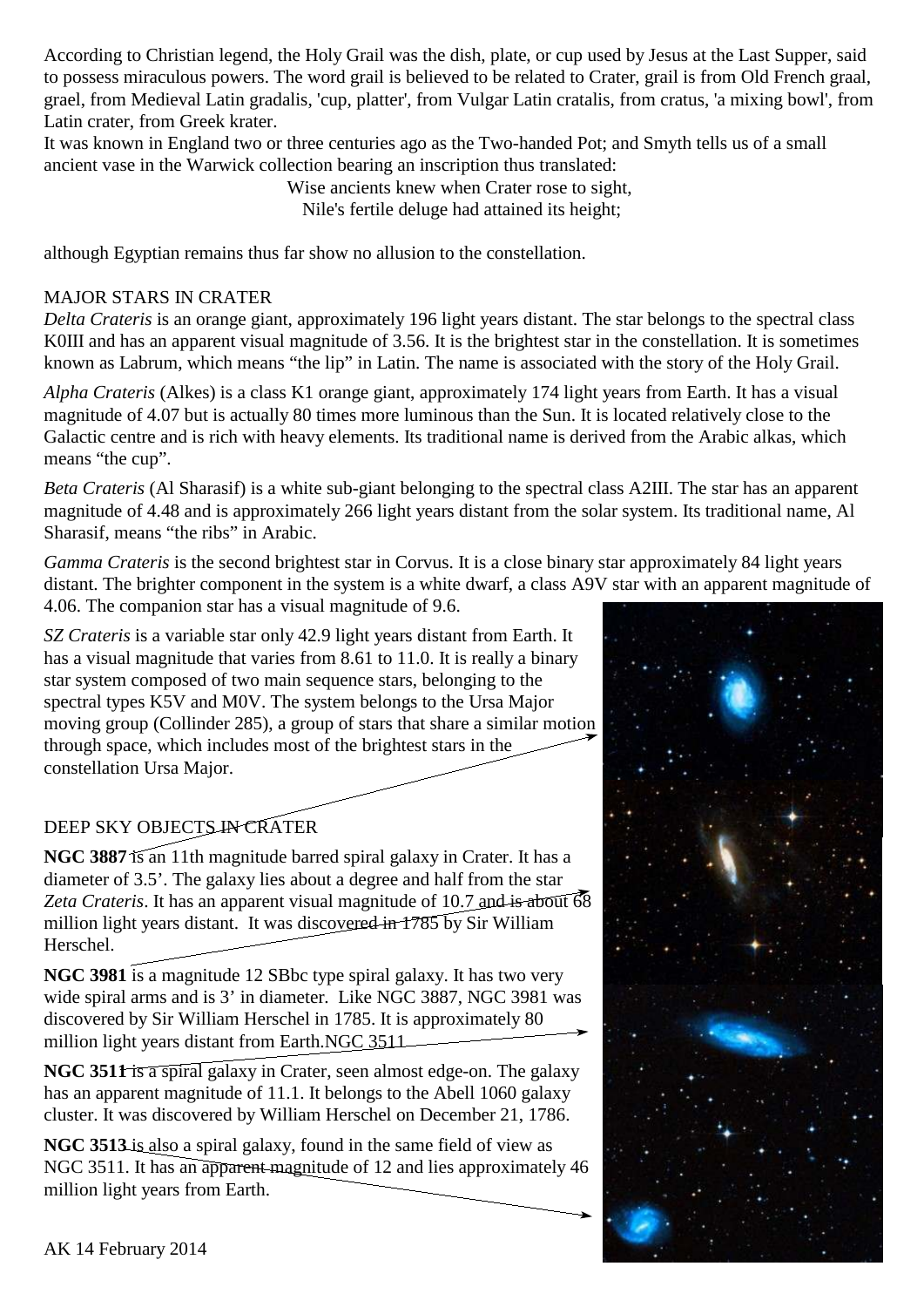According to Christian legend, the Holy Grail was the dish, plate, or cup used by Jesus at the Last Supper, said to possess miraculous powers. The word grail is believed to be related to Crater, grail is from Old French graal, grael, from Medieval Latin gradalis, 'cup, platter', from Vulgar Latin cratalis, from cratus, 'a mixing bowl', from Latin crater, from Greek krater.

It was known in England two or three centuries ago as the Two-handed Pot; and Smyth tells us of a small ancient vase in the Warwick collection bearing an inscription thus translated:

Wise ancients knew when Crater rose to sight,
Nile's fertile deluge had attained its height;

although Egyptian remains thus far show no allusion to the constellation.

## MAJOR STARS IN CRATER

*Delta Crateris* is an orange giant, approximately 196 light years distant. The star belongs to the spectral class K0III and has an apparent visual magnitude of 3.56. It is the brightest star in the constellation. It is sometimes known as Labrum, which means "the lip" in Latin. The name is associated with the story of the Holy Grail.

*Alpha Crateris* (Alkes) is a class K1 orange giant, approximately 174 light years from Earth. It has a visual magnitude of 4.07 but is actually 80 times more luminous than the Sun. It is located relatively close to the Galactic centre and is rich with heavy elements. Its traditional name is derived from the Arabic alkas, which means "the cup".

*Beta Crateris* (Al Sharasif) is a white sub-giant belonging to the spectral class A2III. The star has an apparent magnitude of 4.48 and is approximately 266 light years distant from the solar system. Its traditional name, Al Sharasif, means "the ribs" in Arabic.

*Gamma Crateris* is the second brightest star in Corvus. It is a close binary star approximately 84 light years distant. The brighter component in the system is a white dwarf, a class A9V star with an apparent magnitude of 4.06. The companion star has a visual magnitude of 9.6.

*SZ Crateris* is a variable star only 42.9 light years distant from Earth. It has a visual magnitude that varies from 8.61 to 11.0. It is really a binary star system composed of two main sequence stars, belonging to the spectral types K5V and M0V. The system belongs to the Ursa Major moving group (Collinder 285), a group of stars that share a similar motion through space, which includes most of the brightest stars in the constellation Ursa Major.

## DEEP SKY OBJECTS IN CRATER

**NGC 3887** is an 11th magnitude barred spiral galaxy in Crater. It has a diameter of 3.5'. The galaxy lies about a degree and half from the star *Zeta Crateris*. It has an apparent visual magnitude of 10.7 and is about 68 million light years distant. It was discovered in 1785 by Sir William Herschel.

**NGC 3981** is a magnitude 12 SBbc type spiral galaxy. It has two very wide spiral arms and is 3' in diameter. Like NGC 3887, NGC 3981 was discovered by Sir William Herschel in 1785. It is approximately 80 million light years distant from Earth.NGC 3511

**NGC 3511** is a spiral galaxy in Crater, seen almost edge-on. The galaxy has an apparent magnitude of 11.1. It belongs to the Abell 1060 galaxy cluster. It was discovered by William Herschel on December 21, 1786.

**NGC 3513** is also a spiral galaxy, found in the same field of view as NGC 3511. It has an apparent magnitude of 12 and lies approximately 46 million light years from Earth.

AK 14 February 2014